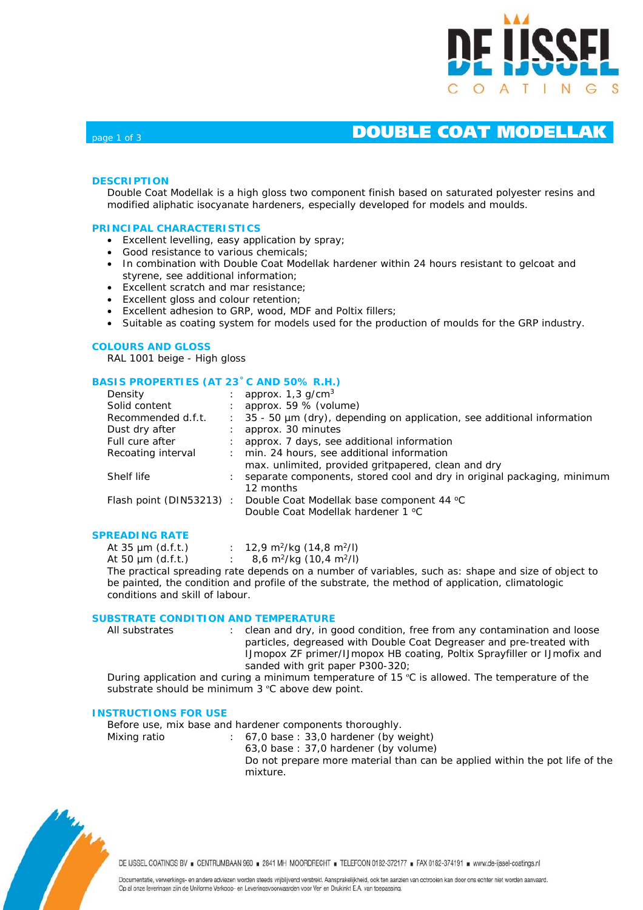# DOUBLE COAT MODELLAK

## DESCRIPTION

Double Coat Modellak is a high gloss two component finish based on saturated polyester resins and modified aliphatic isocyanate hardeners, especially developed for models and moulds.

## PRINCIPAL CHARACTERISTICS

- Excellent levelling, easy application by spray;
- Good resistance to various chemicals;
- In combination with Double Coat Modellak hardener within 24 hours resistant to gelcoat and styrene, see additional information;
- Excellent scratch and mar resistance;
- Excellent gloss and colour retention;
- Excellent adhesion to GRP, wood, MDF and Poltix fillers;
- Suitable as coating system for models used for the production of moulds for the GRP industry.

## COLOURS AND GLOSS

RAL 1001 beige - High gloss

## BASIS PROPERTIES (AT 23˚C AND 50% R.H.)

| | | |
|---|---|---|
| Density | : | approx. 1,3 g/cm$^3$ |
| Solid content | : | approx. 59 % (volume) |
| Recommended d.f.t. | : | 35 - 50 µm (dry), depending on application, see additional information |
| Dust dry after | : | approx. 30 minutes |
| Full cure after | : | approx. 7 days, see additional information |
| Recoating interval | : | min. 24 hours, see additional information<br>max. unlimited, provided gritpapered, clean and dry |
| Shelf life | : | separate components, stored cool and dry in original packaging, minimum 12 months |
| Flash point (DIN53213) | : | Double Coat Modellak base component 44 ºC<br>Double Coat Modellak hardener 1 ºC |

## SPREADING RATE

| | | |
|---|---|---|
| At 35 µm (d.f.t.) | : | 12,9 m$^2$/kg (14,8 m$^2$/l) |
| At 50 µm (d.f.t.) | : | 8,6 m$^2$/kg (10,4 m$^2$/l) |

The practical spreading rate depends on a number of variables, such as: shape and size of object to be painted, the condition and profile of the substrate, the method of application, climatologic conditions and skill of labour.

## SUBSTRATE CONDITION AND TEMPERATURE

| | | |
|---|---|---|
| All substrates | : | clean and dry, in good condition, free from any contamination and loose particles, degreased with Double Coat Degreaser and pre-treated with IJmopox ZF primer/IJmopox HB coating, Poltix Sprayfiller or IJmofix and sanded with grit paper P300-320; |

During application and curing a minimum temperature of 15 ºC is allowed. The temperature of the substrate should be minimum 3 ºC above dew point.

## INSTRUCTIONS FOR USE

Before use, mix base and hardener components thoroughly.

| | | |
|---|---|---|
| Mixing ratio | : | 67,0 base : 33,0 hardener (by weight)<br>63,0 base : 37,0 hardener (by volume)<br>Do not prepare more material than can be applied within the pot life of the mixture. |

DE IJSSEL COATINGS BV ■ CENTRUMBAAN 960 ■ 2841 MH MOORDRECHT ■ TELEFOON 0182-372177 ■ FAX 0182-374191 ■ www.de-ijssel-coatings.nl

Documentatie, verwerkings- en andere adviezen worden steeds vrijblijvend verstrekt. Aansprakelijkheid, ook ten aanzien van octrooien kan door ons echter niet worden aanvaard.
Op al onze leveringen zijn de Uniforme Verkoop- en Leveringsvoorwaarden voor Verf en Drukinkt E.A. van toepassing.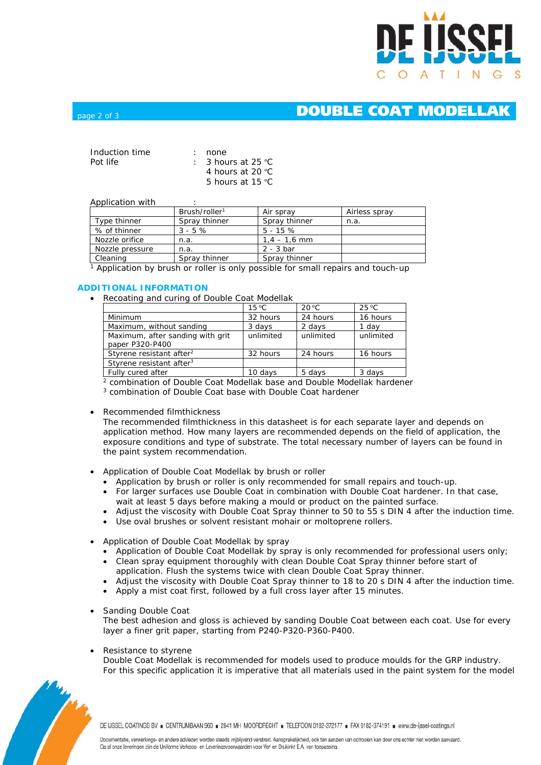Induction time : none
Pot life : 3 hours at 25 °C
4 hours at 20 °C
5 hours at 15 °C

Application with :

| | Brush/roller[1] | Air spray | Airless spray |
|---|---|---|---|
| Type thinner | Spray thinner | Spray thinner | n.a. |
| % of thinner | 3 - 5 % | 5 - 15 % | |
| Nozzle orifice | n.a. | 1,4 – 1,6 mm | |
| Nozzle pressure | n.a. | 2 - 3 bar | |
| Cleaning | Spray thinner | Spray thinner | |

[1] Application by brush or roller is only possible for small repairs and touch-up

## ADDITIONAL INFORMATION

- Recoating and curing of Double Coat Modellak

| | 15 °C | 20 °C | 25 °C |
|---|---|---|---|
| Minimum | 32 hours | 24 hours | 16 hours |
| Maximum, without sanding | 3 days | 2 days | 1 day |
| Maximum, after sanding with grit paper P320-P400 | unlimited | unlimited | unlimited |
| Styrene resistant after[2] | 32 hours | 24 hours | 16 hours |
| Styrene resistant after[3] | | | |
| Fully cured after | 10 days | 5 days | 3 days |

[2] combination of Double Coat Modellak base and Double Modellak hardener
[3] combination of Double Coat base with Double Coat hardener

- Recommended filmthickness
  The recommended filmthickness in this datasheet is for each separate layer and depends on application method. How many layers are recommended depends on the field of application, the exposure conditions and type of substrate. The total necessary number of layers can be found in the paint system recommendation.

- Application of Double Coat Modellak by brush or roller
  - Application by brush or roller is only recommended for small repairs and touch-up.
  - For larger surfaces use Double Coat in combination with Double Coat hardener. In that case, wait at least 5 days before making a mould or product on the painted surface.
  - Adjust the viscosity with Double Coat Spray thinner to 50 to 55 s DIN 4 after the induction time.
  - Use oval brushes or solvent resistant mohair or moltoprene rollers.

- Application of Double Coat Modellak by spray
  - Application of Double Coat Modellak by spray is only recommended for professional users only;
  - Clean spray equipment thoroughly with clean Double Coat Spray thinner before start of application. Flush the systems twice with clean Double Coat Spray thinner.
  - Adjust the viscosity with Double Coat Spray thinner to 18 to 20 s DIN 4 after the induction time.
  - Apply a mist coat first, followed by a full cross layer after 15 minutes.

- Sanding Double Coat
  The best adhesion and gloss is achieved by sanding Double Coat between each coat. Use for every layer a finer grit paper, starting from P240-P320-P360-P400.

- Resistance to styrene
  Double Coat Modellak is recommended for models used to produce moulds for the GRP industry. For this specific application it is imperative that all materials used in the paint system for the model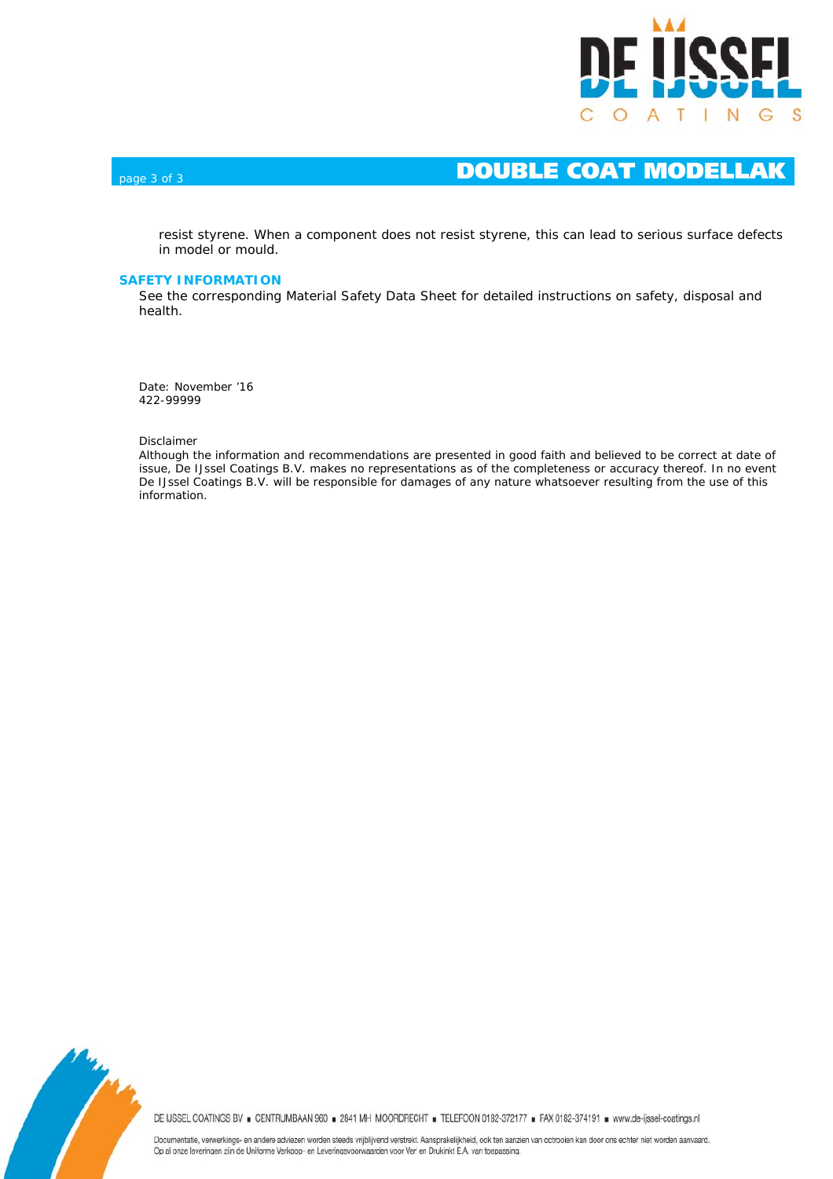resist styrene. When a component does not resist styrene, this can lead to serious surface defects in model or mould.

## SAFETY INFORMATION

See the corresponding Material Safety Data Sheet for detailed instructions on safety, disposal and health.

Date: November '16
422-99999

Disclaimer
Although the information and recommendations are presented in good faith and believed to be correct at date of issue, De IJssel Coatings B.V. makes no representations as of the completeness or accuracy thereof. In no event De IJssel Coatings B.V. will be responsible for damages of any nature whatsoever resulting from the use of this information.